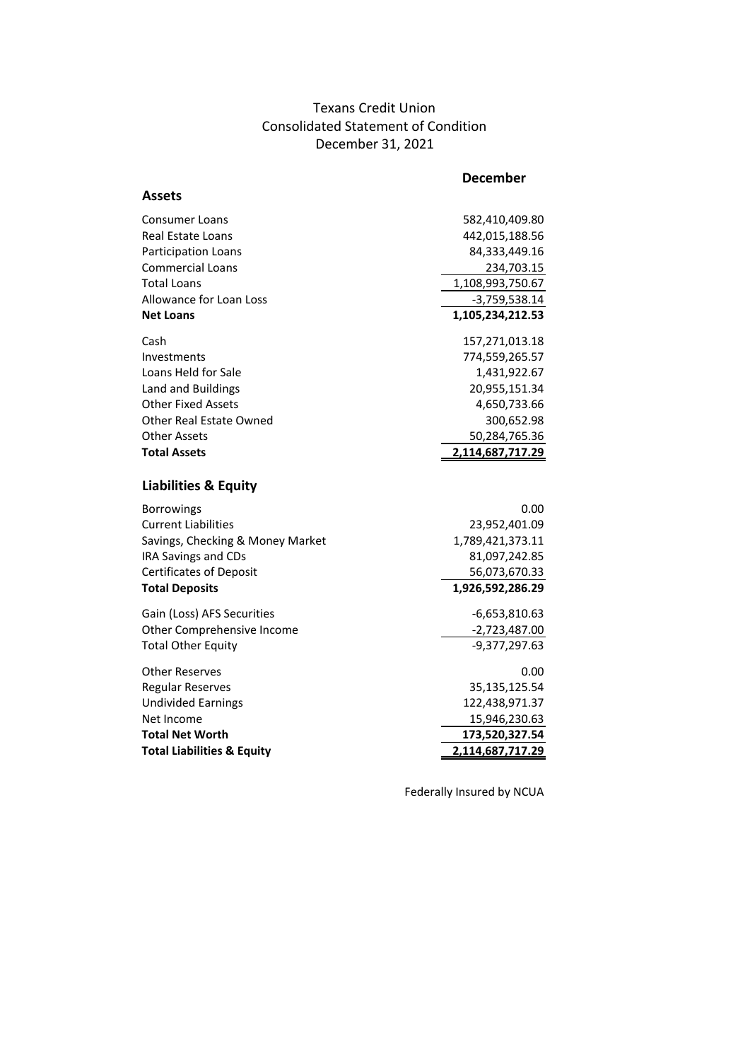# Texans Credit Union
## Consolidated Statement of Condition
### December 31, 2021

| | December |
|---|---:|
| **Assets** | |
| Consumer Loans | 582,410,409.80 |
| Real Estate Loans | 442,015,188.56 |
| Participation Loans | 84,333,449.16 |
| Commercial Loans | 234,703.15 |
| Total Loans | 1,108,993,750.67 |
| Allowance for Loan Loss | -3,759,538.14 |
| **Net Loans** | **1,105,234,212.53** |
| Cash | 157,271,013.18 |
| Investments | 774,559,265.57 |
| Loans Held for Sale | 1,431,922.67 |
| Land and Buildings | 20,955,151.34 |
| Other Fixed Assets | 4,650,733.66 |
| Other Real Estate Owned | 300,652.98 |
| Other Assets | 50,284,765.36 |
| **Total Assets** | **2,114,687,717.29** |
| **Liabilities & Equity** | |
| Borrowings | 0.00 |
| Current Liabilities | 23,952,401.09 |
| Savings, Checking & Money Market | 1,789,421,373.11 |
| IRA Savings and CDs | 81,097,242.85 |
| Certificates of Deposit | 56,073,670.33 |
| **Total Deposits** | **1,926,592,286.29** |
| Gain (Loss) AFS Securities | -6,653,810.63 |
| Other Comprehensive Income | -2,723,487.00 |
| Total Other Equity | -9,377,297.63 |
| Other Reserves | 0.00 |
| Regular Reserves | 35,135,125.54 |
| Undivided Earnings | 122,438,971.37 |
| Net Income | 15,946,230.63 |
| **Total Net Worth** | **173,520,327.54** |
| **Total Liabilities & Equity** | **2,114,687,717.29** |

Federally Insured by NCUA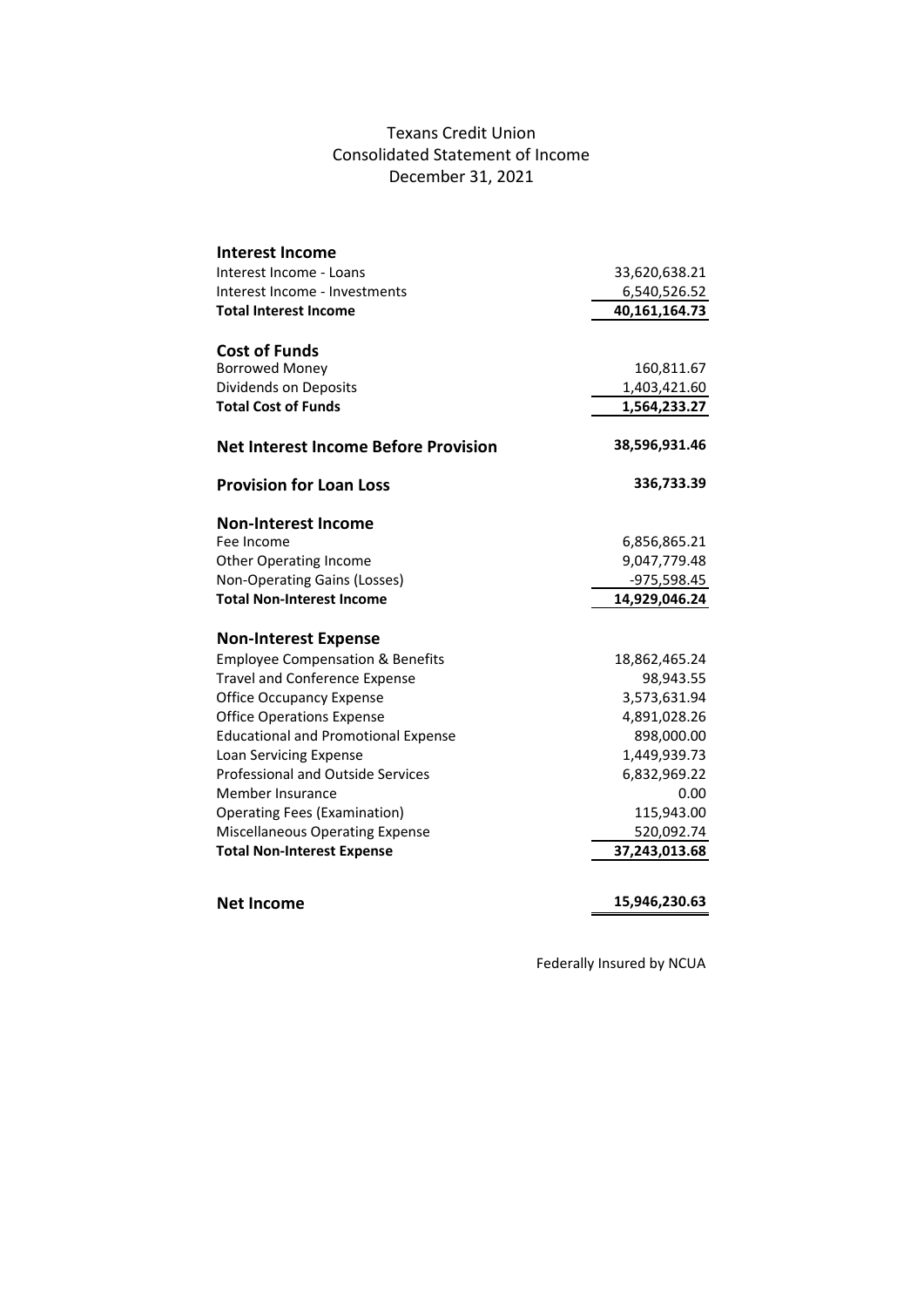# Texans Credit Union
## Consolidated Statement of Income
### December 31, 2021

| | |
|---|---|
| **Interest Income** | |
| Interest Income - Loans | 33,620,638.21 |
| Interest Income - Investments | 6,540,526.52 |
| **Total Interest Income** | **40,161,164.73** |
| | |
| **Cost of Funds** | |
| Borrowed Money | 160,811.67 |
| Dividends on Deposits | 1,403,421.60 |
| **Total Cost of Funds** | **1,564,233.27** |
| | |
| **Net Interest Income Before Provision** | **38,596,931.46** |
| | |
| **Provision for Loan Loss** | **336,733.39** |
| | |
| **Non-Interest Income** | |
| Fee Income | 6,856,865.21 |
| Other Operating Income | 9,047,779.48 |
| Non-Operating Gains (Losses) | -975,598.45 |
| **Total Non-Interest Income** | **14,929,046.24** |
| | |
| **Non-Interest Expense** | |
| Employee Compensation & Benefits | 18,862,465.24 |
| Travel and Conference Expense | 98,943.55 |
| Office Occupancy Expense | 3,573,631.94 |
| Office Operations Expense | 4,891,028.26 |
| Educational and Promotional Expense | 898,000.00 |
| Loan Servicing Expense | 1,449,939.73 |
| Professional and Outside Services | 6,832,969.22 |
| Member Insurance | 0.00 |
| Operating Fees (Examination) | 115,943.00 |
| Miscellaneous Operating Expense | 520,092.74 |
| **Total Non-Interest Expense** | **37,243,013.68** |
| | |
| **Net Income** | **15,946,230.63** |

Federally Insured by NCUA